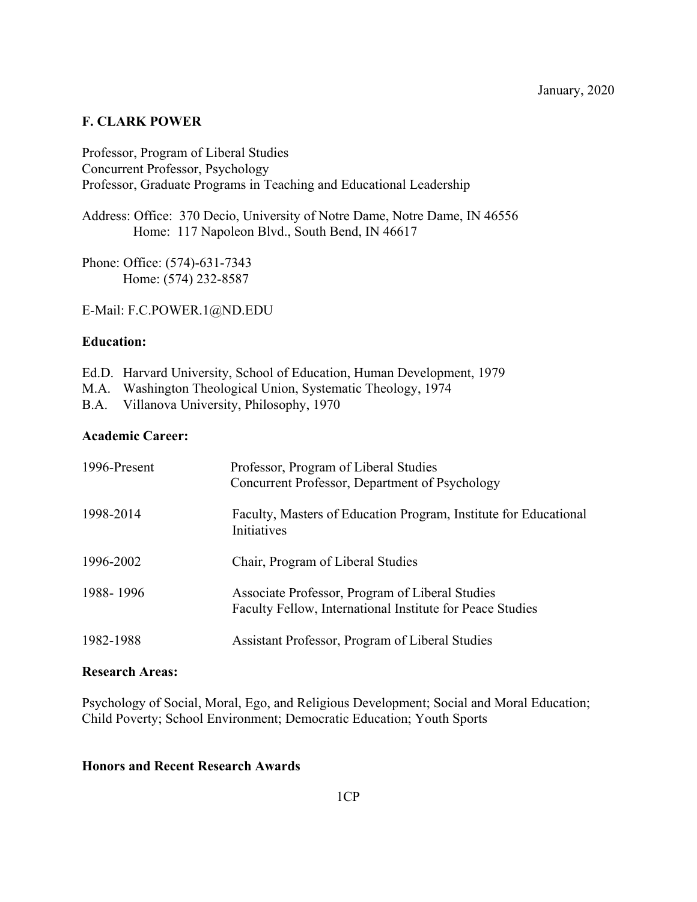January, 2020

# F. CLARK POWER

Professor, Program of Liberal Studies
Concurrent Professor, Psychology
Professor, Graduate Programs in Teaching and Educational Leadership

Address: Office: 370 Decio, University of Notre Dame, Notre Dame, IN 46556
Home: 117 Napoleon Blvd., South Bend, IN 46617

Phone: Office: (574)-631-7343
Home: (574) 232-8587

E-Mail: F.C.POWER.1@ND.EDU

## Education:

Ed.D. Harvard University, School of Education, Human Development, 1979
M.A. Washington Theological Union, Systematic Theology, 1974
B.A. Villanova University, Philosophy, 1970

## Academic Career:

| | |
|---|---|
| 1996-Present | Professor, Program of Liberal Studies<br>Concurrent Professor, Department of Psychology |
| 1998-2014 | Faculty, Masters of Education Program, Institute for Educational Initiatives |
| 1996-2002 | Chair, Program of Liberal Studies |
| 1988- 1996 | Associate Professor, Program of Liberal Studies<br>Faculty Fellow, International Institute for Peace Studies |
| 1982-1988 | Assistant Professor, Program of Liberal Studies |

## Research Areas:

Psychology of Social, Moral, Ego, and Religious Development; Social and Moral Education; Child Poverty; School Environment; Democratic Education; Youth Sports

## Honors and Recent Research Awards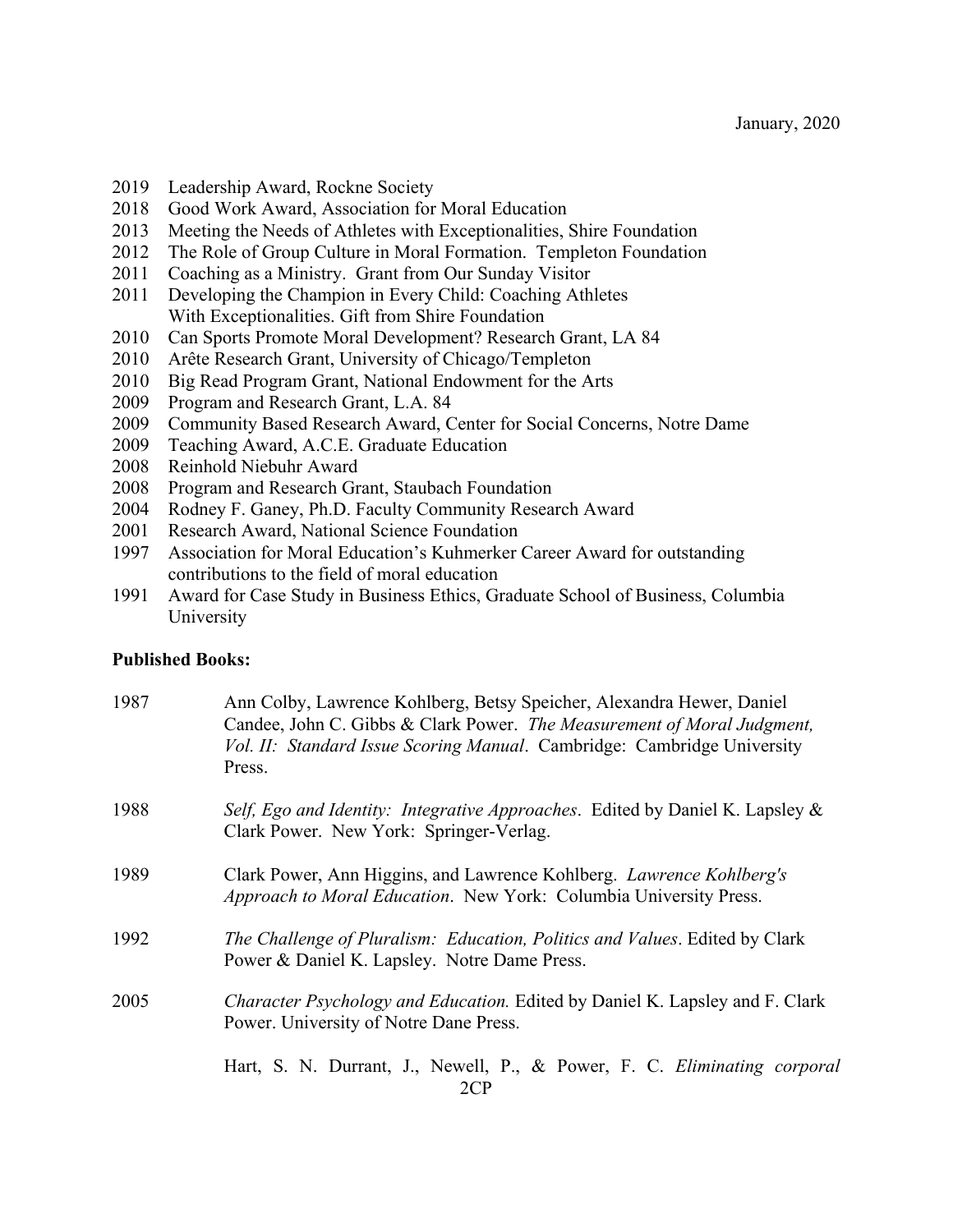January, 2020

- 2019 Leadership Award, Rockne Society
- 2018 Good Work Award, Association for Moral Education
- 2013 Meeting the Needs of Athletes with Exceptionalities, Shire Foundation
- 2012 The Role of Group Culture in Moral Formation. Templeton Foundation
- 2011 Coaching as a Ministry. Grant from Our Sunday Visitor
- 2011 Developing the Champion in Every Child: Coaching Athletes With Exceptionalities. Gift from Shire Foundation
- 2010 Can Sports Promote Moral Development? Research Grant, LA 84
- 2010 Arête Research Grant, University of Chicago/Templeton
- 2010 Big Read Program Grant, National Endowment for the Arts
- 2009 Program and Research Grant, L.A. 84
- 2009 Community Based Research Award, Center for Social Concerns, Notre Dame
- 2009 Teaching Award, A.C.E. Graduate Education
- 2008 Reinhold Niebuhr Award
- 2008 Program and Research Grant, Staubach Foundation
- 2004 Rodney F. Ganey, Ph.D. Faculty Community Research Award
- 2001 Research Award, National Science Foundation
- 1997 Association for Moral Education's Kuhmerker Career Award for outstanding contributions to the field of moral education
- 1991 Award for Case Study in Business Ethics, Graduate School of Business, Columbia University

**Published Books:**

1987 Ann Colby, Lawrence Kohlberg, Betsy Speicher, Alexandra Hewer, Daniel Candee, John C. Gibbs & Clark Power. *The Measurement of Moral Judgment, Vol. II: Standard Issue Scoring Manual*. Cambridge: Cambridge University Press.

1988 *Self, Ego and Identity: Integrative Approaches*. Edited by Daniel K. Lapsley & Clark Power. New York: Springer-Verlag.

1989 Clark Power, Ann Higgins, and Lawrence Kohlberg. *Lawrence Kohlberg's Approach to Moral Education*. New York: Columbia University Press.

1992 *The Challenge of Pluralism: Education, Politics and Values*. Edited by Clark Power & Daniel K. Lapsley. Notre Dame Press.

2005 *Character Psychology and Education.* Edited by Daniel K. Lapsley and F. Clark Power. University of Notre Dane Press.

Hart, S. N. Durrant, J., Newell, P., & Power, F. C. *Eliminating corporal*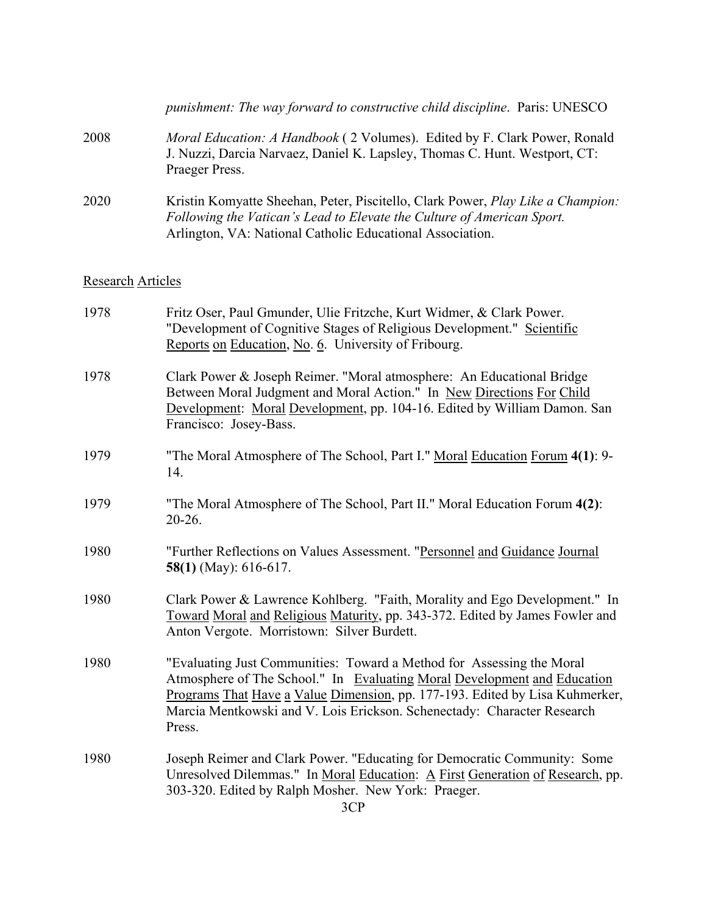*punishment: The way forward to constructive child discipline*. Paris: UNESCO

2008 *Moral Education: A Handbook* ( 2 Volumes). Edited by F. Clark Power, Ronald J. Nuzzi, Darcia Narvaez, Daniel K. Lapsley, Thomas C. Hunt. Westport, CT: Praeger Press.

2020 Kristin Komyatte Sheehan, Peter, Piscitello, Clark Power, *Play Like a Champion: Following the Vatican's Lead to Elevate the Culture of American Sport.* Arlington, VA: National Catholic Educational Association.

## Research Articles

1978 Fritz Oser, Paul Gmunder, Ulie Fritzche, Kurt Widmer, & Clark Power. "Development of Cognitive Stages of Religious Development." Scientific Reports on Education, No. 6. University of Fribourg.

1978 Clark Power & Joseph Reimer. "Moral atmosphere: An Educational Bridge Between Moral Judgment and Moral Action." In New Directions For Child Development: Moral Development, pp. 104-16. Edited by William Damon. San Francisco: Josey-Bass.

1979 "The Moral Atmosphere of The School, Part I." Moral Education Forum **4(1)**: 9-14.

1979 "The Moral Atmosphere of The School, Part II." Moral Education Forum **4(2)**: 20-26.

1980 "Further Reflections on Values Assessment. "Personnel and Guidance Journal **58(1)** (May): 616-617.

1980 Clark Power & Lawrence Kohlberg. "Faith, Morality and Ego Development." In Toward Moral and Religious Maturity, pp. 343-372. Edited by James Fowler and Anton Vergote. Morristown: Silver Burdett.

1980 "Evaluating Just Communities: Toward a Method for Assessing the Moral Atmosphere of The School." In Evaluating Moral Development and Education Programs That Have a Value Dimension, pp. 177-193. Edited by Lisa Kuhmerker, Marcia Mentkowski and V. Lois Erickson. Schenectady: Character Research Press.

1980 Joseph Reimer and Clark Power. "Educating for Democratic Community: Some Unresolved Dilemmas." In Moral Education: A First Generation of Research, pp. 303-320. Edited by Ralph Mosher. New York: Praeger.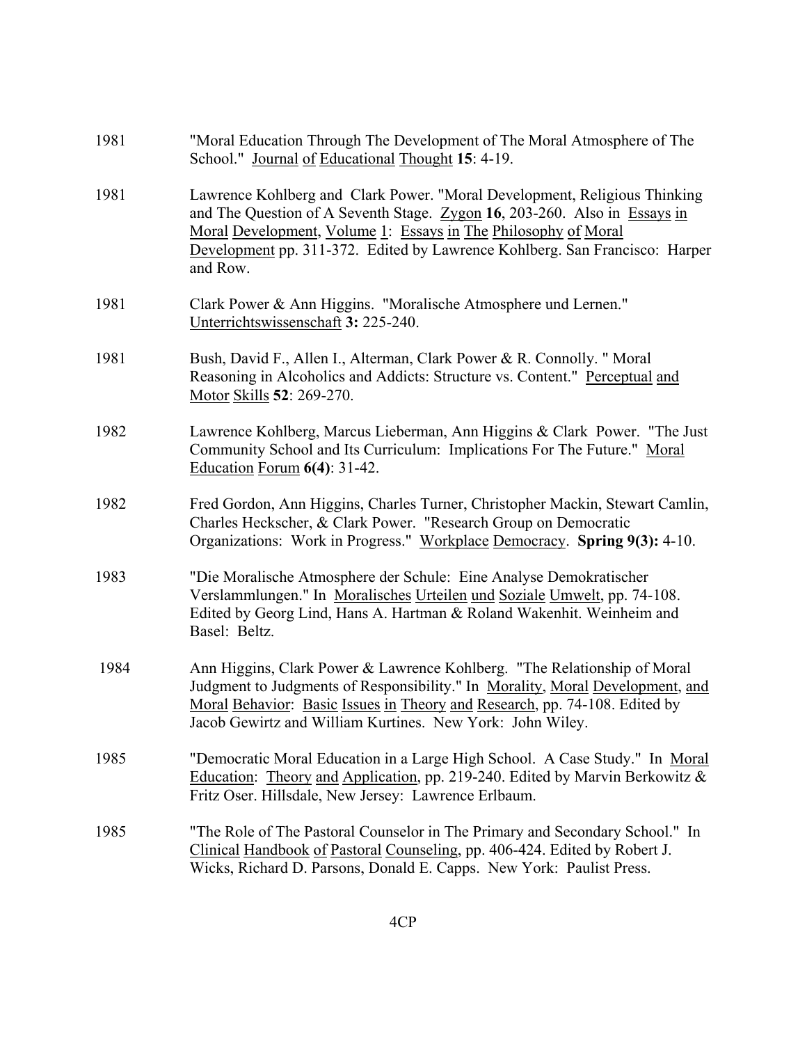1981 "Moral Education Through The Development of The Moral Atmosphere of The School." Journal of Educational Thought **15**: 4-19.

1981 Lawrence Kohlberg and Clark Power. "Moral Development, Religious Thinking and The Question of A Seventh Stage. Zygon **16**, 203-260. Also in Essays in Moral Development, Volume 1: Essays in The Philosophy of Moral Development pp. 311-372. Edited by Lawrence Kohlberg. San Francisco: Harper and Row.

1981 Clark Power & Ann Higgins. "Moralische Atmosphere und Lernen." Unterrichtswissenschaft **3:** 225-240.

1981 Bush, David F., Allen I., Alterman, Clark Power & R. Connolly. " Moral Reasoning in Alcoholics and Addicts: Structure vs. Content." Perceptual and Motor Skills **52**: 269-270.

1982 Lawrence Kohlberg, Marcus Lieberman, Ann Higgins & Clark Power. "The Just Community School and Its Curriculum: Implications For The Future." Moral Education Forum **6(4)**: 31-42.

1982 Fred Gordon, Ann Higgins, Charles Turner, Christopher Mackin, Stewart Camlin, Charles Heckscher, & Clark Power. "Research Group on Democratic Organizations: Work in Progress." Workplace Democracy. **Spring 9(3):** 4-10.

1983 "Die Moralische Atmosphere der Schule: Eine Analyse Demokratischer Verslammlungen." In Moralisches Urteilen und Soziale Umwelt, pp. 74-108. Edited by Georg Lind, Hans A. Hartman & Roland Wakenhit. Weinheim and Basel: Beltz.

1984 Ann Higgins, Clark Power & Lawrence Kohlberg. "The Relationship of Moral Judgment to Judgments of Responsibility." In Morality, Moral Development, and Moral Behavior: Basic Issues in Theory and Research, pp. 74-108. Edited by Jacob Gewirtz and William Kurtines. New York: John Wiley.

1985 "Democratic Moral Education in a Large High School. A Case Study." In Moral Education: Theory and Application, pp. 219-240. Edited by Marvin Berkowitz & Fritz Oser. Hillsdale, New Jersey: Lawrence Erlbaum.

1985 "The Role of The Pastoral Counselor in The Primary and Secondary School." In Clinical Handbook of Pastoral Counseling, pp. 406-424. Edited by Robert J. Wicks, Richard D. Parsons, Donald E. Capps. New York: Paulist Press.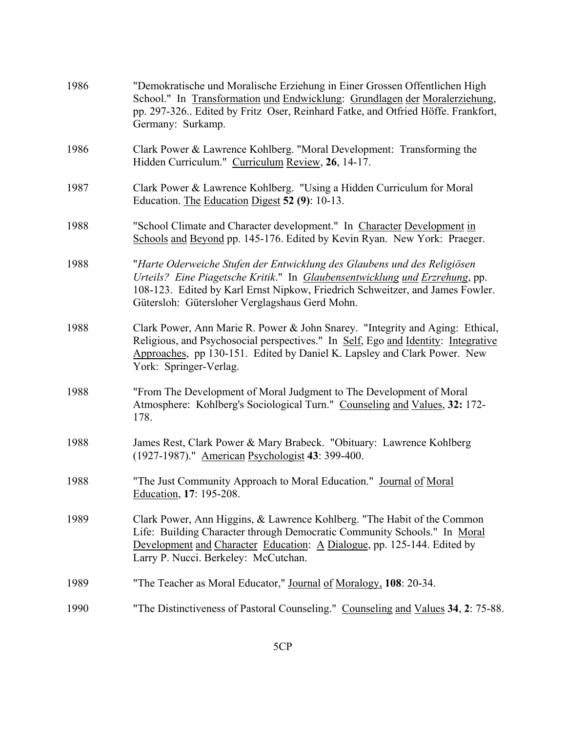1986 "Demokratische und Moralische Erziehung in Einer Grossen Offentlichen High School." In Transformation und Endwicklung: Grundlagen der Moralerziehung, pp. 297-326.. Edited by Fritz Oser, Reinhard Fatke, and Otfried Höffe. Frankfort, Germany: Surkamp.

1986 Clark Power & Lawrence Kohlberg. "Moral Development: Transforming the Hidden Curriculum." Curriculum Review, **26**, 14-17.

1987 Clark Power & Lawrence Kohlberg. "Using a Hidden Curriculum for Moral Education. The Education Digest **52 (9)**: 10-13.

1988 "School Climate and Character development." In Character Development in Schools and Beyond pp. 145-176. Edited by Kevin Ryan. New York: Praeger.

1988 "*Harte Oderweiche Stufen der Entwicklung des Glaubens und des Religiösen Urteils? Eine Piagetsche Kritik*." In *Glaubensentwicklung und Erzrehung*, pp. 108-123. Edited by Karl Ernst Nipkow, Friedrich Schweitzer, and James Fowler. Gütersloh: Gütersloher Verglagshaus Gerd Mohn.

1988 Clark Power, Ann Marie R. Power & John Snarey. "Integrity and Aging: Ethical, Religious, and Psychosocial perspectives." In Self, Ego and Identity: Integrative Approaches, pp 130-151. Edited by Daniel K. Lapsley and Clark Power. New York: Springer-Verlag.

1988 "From The Development of Moral Judgment to The Development of Moral Atmosphere: Kohlberg's Sociological Turn." Counseling and Values, **32:** 172-178.

1988 James Rest, Clark Power & Mary Brabeck. "Obituary: Lawrence Kohlberg (1927-1987)." American Psychologist **43**: 399-400.

1988 "The Just Community Approach to Moral Education." Journal of Moral Education, **17**: 195-208.

1989 Clark Power, Ann Higgins, & Lawrence Kohlberg. "The Habit of the Common Life: Building Character through Democratic Community Schools." In Moral Development and Character Education: A Dialogue, pp. 125-144. Edited by Larry P. Nucci. Berkeley: McCutchan.

1989 "The Teacher as Moral Educator," Journal of Moralogy, **108**: 20-34.

1990 "The Distinctiveness of Pastoral Counseling." Counseling and Values **34**, **2**: 75-88.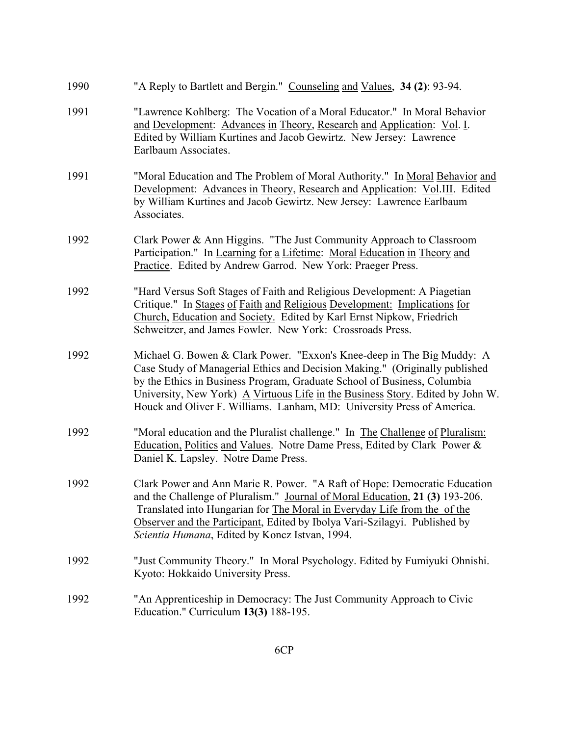1990 "A Reply to Bartlett and Bergin." Counseling and Values, **34 (2)**: 93-94.

1991 "Lawrence Kohlberg: The Vocation of a Moral Educator." In Moral Behavior and Development: Advances in Theory, Research and Application: Vol. I. Edited by William Kurtines and Jacob Gewirtz. New Jersey: Lawrence Earlbaum Associates.

1991 "Moral Education and The Problem of Moral Authority." In Moral Behavior and Development: Advances in Theory, Research and Application: Vol.III. Edited by William Kurtines and Jacob Gewirtz. New Jersey: Lawrence Earlbaum Associates.

1992 Clark Power & Ann Higgins. "The Just Community Approach to Classroom Participation." In Learning for a Lifetime: Moral Education in Theory and Practice. Edited by Andrew Garrod. New York: Praeger Press.

1992 "Hard Versus Soft Stages of Faith and Religious Development: A Piagetian Critique." In Stages of Faith and Religious Development: Implications for Church, Education and Society. Edited by Karl Ernst Nipkow, Friedrich Schweitzer, and James Fowler. New York: Crossroads Press.

1992 Michael G. Bowen & Clark Power. "Exxon's Knee-deep in The Big Muddy: A Case Study of Managerial Ethics and Decision Making." (Originally published by the Ethics in Business Program, Graduate School of Business, Columbia University, New York) A Virtuous Life in the Business Story. Edited by John W. Houck and Oliver F. Williams. Lanham, MD: University Press of America.

1992 "Moral education and the Pluralist challenge." In The Challenge of Pluralism: Education, Politics and Values. Notre Dame Press, Edited by Clark Power & Daniel K. Lapsley. Notre Dame Press.

1992 Clark Power and Ann Marie R. Power. "A Raft of Hope: Democratic Education and the Challenge of Pluralism." Journal of Moral Education, **21 (3)** 193-206. Translated into Hungarian for The Moral in Everyday Life from the of the Observer and the Participant, Edited by Ibolya Vari-Szilagyi. Published by *Scientia Humana*, Edited by Koncz Istvan, 1994.

1992 "Just Community Theory." In Moral Psychology. Edited by Fumiyuki Ohnishi. Kyoto: Hokkaido University Press.

1992 "An Apprenticeship in Democracy: The Just Community Approach to Civic Education." Curriculum **13(3)** 188-195.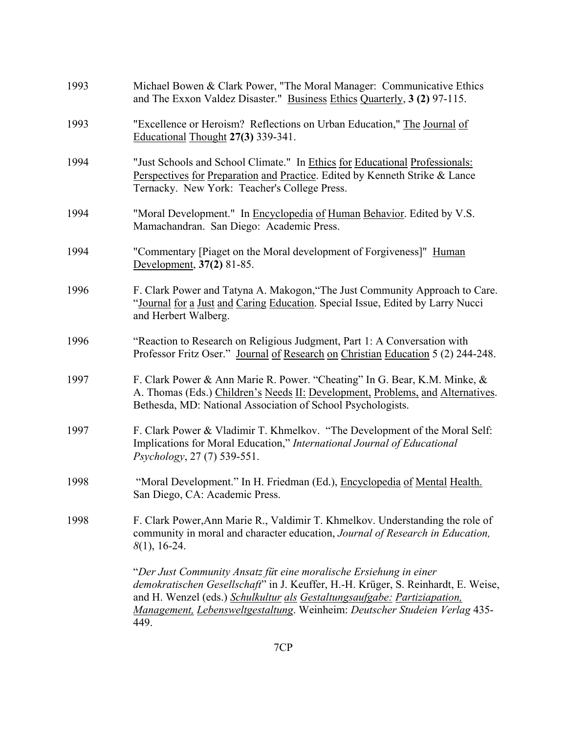1993 Michael Bowen & Clark Power, "The Moral Manager: Communicative Ethics and The Exxon Valdez Disaster." Business Ethics Quarterly, **3 (2)** 97-115.

1993 "Excellence or Heroism? Reflections on Urban Education," The Journal of Educational Thought **27(3)** 339-341.

1994 "Just Schools and School Climate." In Ethics for Educational Professionals: Perspectives for Preparation and Practice. Edited by Kenneth Strike & Lance Ternacky. New York: Teacher's College Press.

1994 "Moral Development." In Encyclopedia of Human Behavior. Edited by V.S. Mamachandran. San Diego: Academic Press.

1994 "Commentary [Piaget on the Moral development of Forgiveness]" Human Development, **37(2)** 81-85.

1996 F. Clark Power and Tatyna A. Makogon,"The Just Community Approach to Care. "Journal for a Just and Caring Education. Special Issue, Edited by Larry Nucci and Herbert Walberg.

1996 "Reaction to Research on Religious Judgment, Part 1: A Conversation with Professor Fritz Oser." Journal of Research on Christian Education 5 (2) 244-248.

1997 F. Clark Power & Ann Marie R. Power. "Cheating" In G. Bear, K.M. Minke, & A. Thomas (Eds.) Children's Needs II: Development, Problems, and Alternatives. Bethesda, MD: National Association of School Psychologists.

1997 F. Clark Power & Vladimir T. Khmelkov. "The Development of the Moral Self: Implications for Moral Education," *International Journal of Educational Psychology*, 27 (7) 539-551.

1998 "Moral Development." In H. Friedman (Ed.), Encyclopedia of Mental Health. San Diego, CA: Academic Press.

1998 F. Clark Power,Ann Marie R., Valdimir T. Khmelkov. Understanding the role of community in moral and character education, *Journal of Research in Education, 8*(1), 16-24.

"*Der Just Community Ansatz fü*r *eine moralische Ersiehung in einer demokratischen Gesellschaft*" in J. Keuffer, H.-H. Krüger, S. Reinhardt, E. Weise, and H. Wenzel (eds.) *Schulkultur als Gestaltungsaufgabe: Partiziapation, Management, Lebensweltgestaltung*. Weinheim: *Deutscher Studeien Verlag* 435-449.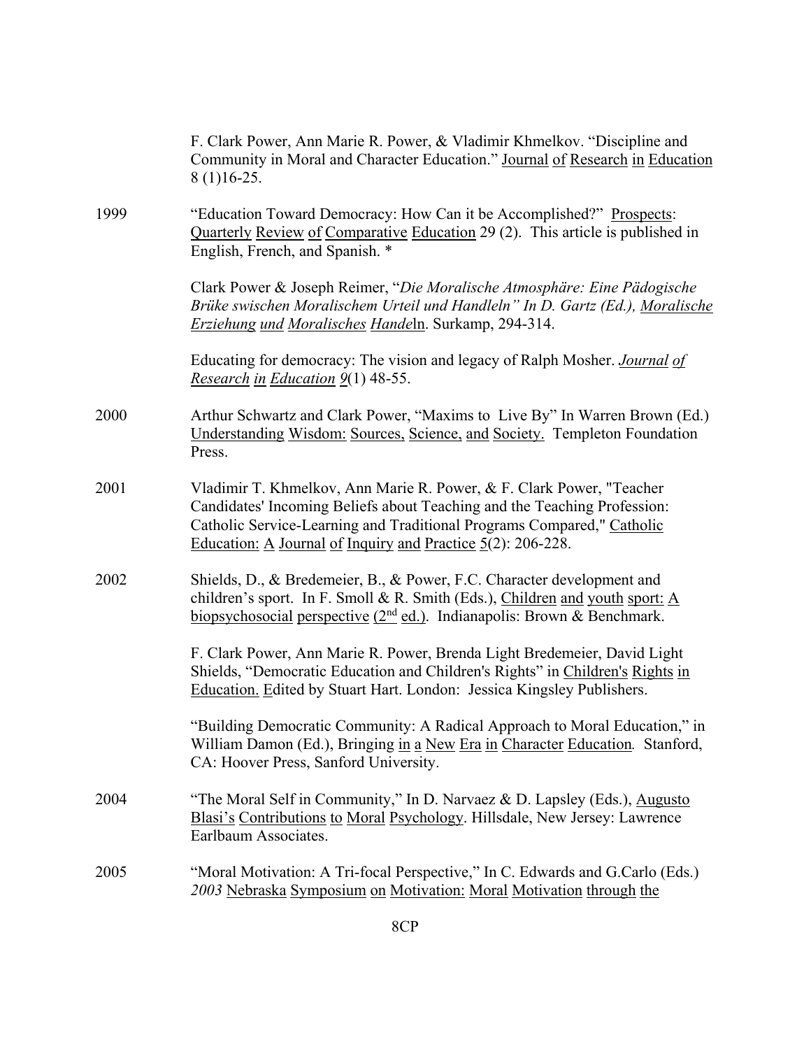F. Clark Power, Ann Marie R. Power, & Vladimir Khmelkov. "Discipline and Community in Moral and Character Education." Journal of Research in Education 8 (1)16-25.

1999 "Education Toward Democracy: How Can it be Accomplished?" Prospects: Quarterly Review of Comparative Education 29 (2). This article is published in English, French, and Spanish. *

Clark Power & Joseph Reimer, "*Die Moralische Atmosphäre: Eine Pädogische Brüke swischen Moralischem Urteil und Handleln" In D. Gartz (Ed.), Moralische Erziehung und Moralisches Handel*n. Surkamp, 294-314.

Educating for democracy: The vision and legacy of Ralph Mosher. *Journal of Research in Education 9*(1) 48-55.

2000 Arthur Schwartz and Clark Power, "Maxims to Live By" In Warren Brown (Ed.) Understanding Wisdom: Sources, Science, and Society. Templeton Foundation Press.

2001 Vladimir T. Khmelkov, Ann Marie R. Power, & F. Clark Power, "Teacher Candidates' Incoming Beliefs about Teaching and the Teaching Profession: Catholic Service-Learning and Traditional Programs Compared," Catholic Education: A Journal of Inquiry and Practice 5(2): 206-228.

2002 Shields, D., & Bredemeier, B., & Power, F.C. Character development and children's sport. In F. Smoll & R. Smith (Eds.), Children and youth sport: A biopsychosocial perspective (2nd ed.). Indianapolis: Brown & Benchmark.

F. Clark Power, Ann Marie R. Power, Brenda Light Bredemeier, David Light Shields, "Democratic Education and Children's Rights" in Children's Rights in Education. Edited by Stuart Hart. London: Jessica Kingsley Publishers.

"Building Democratic Community: A Radical Approach to Moral Education," in William Damon (Ed.), Bringing in a New Era in Character Education*.* Stanford, CA: Hoover Press, Sanford University.

2004 "The Moral Self in Community," In D. Narvaez & D. Lapsley (Eds.), Augusto Blasi's Contributions to Moral Psychology. Hillsdale, New Jersey: Lawrence Earlbaum Associates.

2005 "Moral Motivation: A Tri-focal Perspective," In C. Edwards and G.Carlo (Eds.) *2003* Nebraska Symposium on Motivation: Moral Motivation through the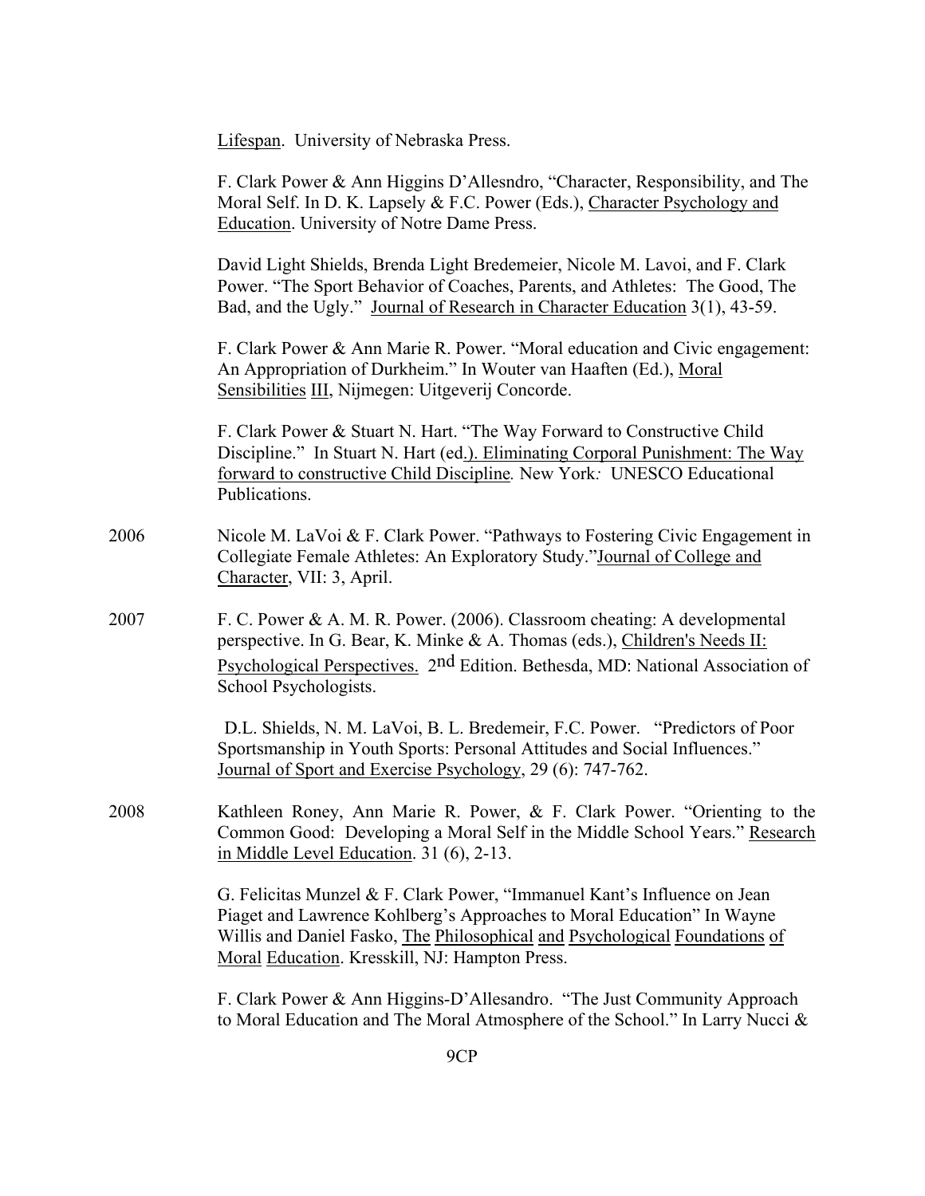Lifespan. University of Nebraska Press.

F. Clark Power & Ann Higgins D'Allesndro, "Character, Responsibility, and The Moral Self. In D. K. Lapsely & F.C. Power (Eds.), Character Psychology and Education. University of Notre Dame Press.

David Light Shields, Brenda Light Bredemeier, Nicole M. Lavoi, and F. Clark Power. "The Sport Behavior of Coaches, Parents, and Athletes: The Good, The Bad, and the Ugly." Journal of Research in Character Education 3(1), 43-59.

F. Clark Power & Ann Marie R. Power. "Moral education and Civic engagement: An Appropriation of Durkheim." In Wouter van Haaften (Ed.), Moral Sensibilities III, Nijmegen: Uitgeverij Concorde.

F. Clark Power & Stuart N. Hart. "The Way Forward to Constructive Child Discipline." In Stuart N. Hart (ed.). Eliminating Corporal Punishment: The Way forward to constructive Child Discipline. New York: UNESCO Educational Publications.

2006 Nicole M. LaVoi & F. Clark Power. "Pathways to Fostering Civic Engagement in Collegiate Female Athletes: An Exploratory Study."Journal of College and Character, VII: 3, April.

2007 F. C. Power & A. M. R. Power. (2006). Classroom cheating: A developmental perspective. In G. Bear, K. Minke & A. Thomas (eds.), Children's Needs II: Psychological Perspectives. 2nd Edition. Bethesda, MD: National Association of School Psychologists.

D.L. Shields, N. M. LaVoi, B. L. Bredemeir, F.C. Power. "Predictors of Poor Sportsmanship in Youth Sports: Personal Attitudes and Social Influences." Journal of Sport and Exercise Psychology, 29 (6): 747-762.

2008 Kathleen Roney, Ann Marie R. Power, & F. Clark Power. "Orienting to the Common Good: Developing a Moral Self in the Middle School Years." Research in Middle Level Education. 31 (6), 2-13.

G. Felicitas Munzel & F. Clark Power, "Immanuel Kant's Influence on Jean Piaget and Lawrence Kohlberg's Approaches to Moral Education" In Wayne Willis and Daniel Fasko, The Philosophical and Psychological Foundations of Moral Education. Kresskill, NJ: Hampton Press.

F. Clark Power & Ann Higgins-D'Allesandro. "The Just Community Approach to Moral Education and The Moral Atmosphere of the School." In Larry Nucci &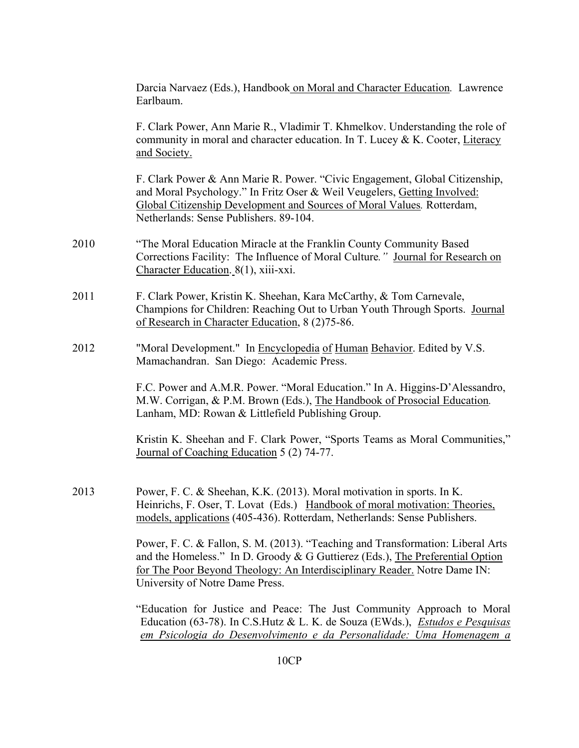Darcia Narvaez (Eds.), Handbook on Moral and Character Education. Lawrence Earlbaum.

F. Clark Power, Ann Marie R., Vladimir T. Khmelkov. Understanding the role of community in moral and character education. In T. Lucey & K. Cooter, Literacy and Society.

F. Clark Power & Ann Marie R. Power. "Civic Engagement, Global Citizenship, and Moral Psychology." In Fritz Oser & Weil Veugelers, Getting Involved: Global Citizenship Development and Sources of Moral Values. Rotterdam, Netherlands: Sense Publishers. 89-104.

2010 "The Moral Education Miracle at the Franklin County Community Based Corrections Facility: The Influence of Moral Culture." Journal for Research on Character Education. 8(1), xiii-xxi.

2011 F. Clark Power, Kristin K. Sheehan, Kara McCarthy, & Tom Carnevale, Champions for Children: Reaching Out to Urban Youth Through Sports. Journal of Research in Character Education, 8 (2)75-86.

2012 "Moral Development." In Encyclopedia of Human Behavior. Edited by V.S. Mamachandran. San Diego: Academic Press.

F.C. Power and A.M.R. Power. "Moral Education." In A. Higgins-D'Alessandro, M.W. Corrigan, & P.M. Brown (Eds.), The Handbook of Prosocial Education. Lanham, MD: Rowan & Littlefield Publishing Group.

Kristin K. Sheehan and F. Clark Power, "Sports Teams as Moral Communities," Journal of Coaching Education 5 (2) 74-77.

2013 Power, F. C. & Sheehan, K.K. (2013). Moral motivation in sports. In K. Heinrichs, F. Oser, T. Lovat (Eds.) Handbook of moral motivation: Theories, models, applications (405-436). Rotterdam, Netherlands: Sense Publishers.

Power, F. C. & Fallon, S. M. (2013). "Teaching and Transformation: Liberal Arts and the Homeless." In D. Groody & G Guttierez (Eds.), The Preferential Option for The Poor Beyond Theology: An Interdisciplinary Reader. Notre Dame IN: University of Notre Dame Press.

"Education for Justice and Peace: The Just Community Approach to Moral Education (63-78). In C.S.Hutz & L. K. de Souza (EWds.), *Estudos e Pesquisas em Psicologia do Desenvolvimento e da Personalidade: Uma Homenagem a*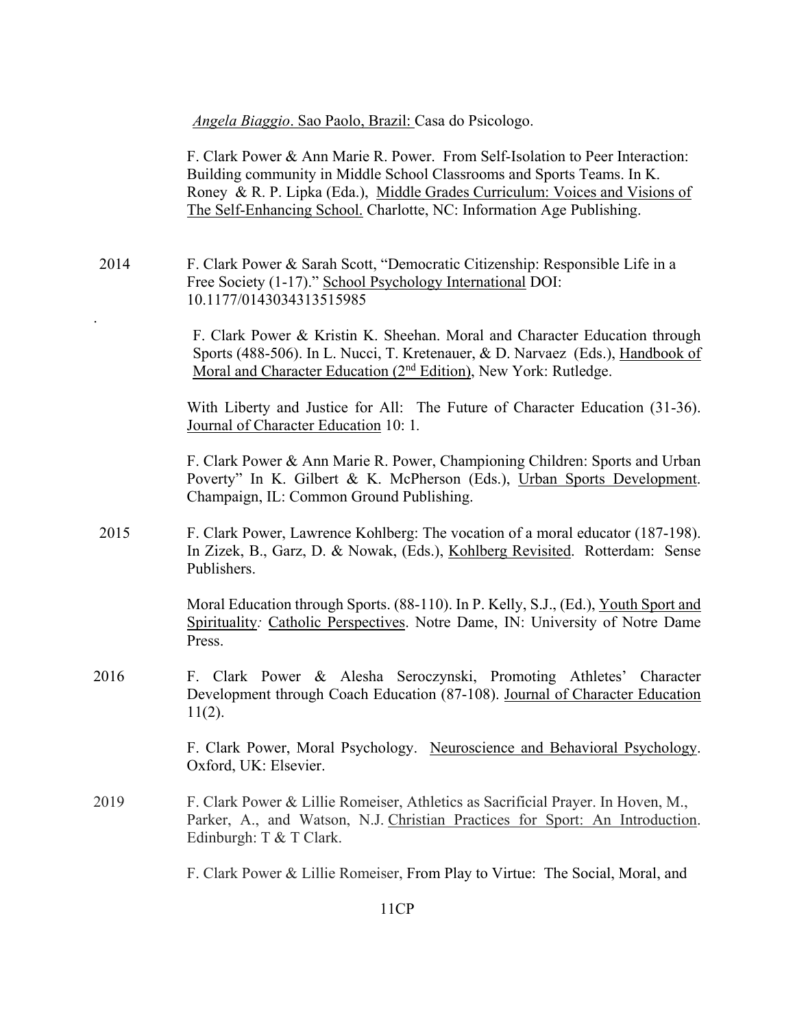*Angela Biaggio*. Sao Paolo, Brazil: Casa do Psicologo.

F. Clark Power & Ann Marie R. Power. From Self-Isolation to Peer Interaction: Building community in Middle School Classrooms and Sports Teams. In K. Roney & R. P. Lipka (Eda.), Middle Grades Curriculum: Voices and Visions of The Self-Enhancing School. Charlotte, NC: Information Age Publishing.

2014 F. Clark Power & Sarah Scott, "Democratic Citizenship: Responsible Life in a Free Society (1-17)." School Psychology International DOI: 10.1177/0143034313515985

.

F. Clark Power & Kristin K. Sheehan. Moral and Character Education through Sports (488-506). In L. Nucci, T. Kretenauer, & D. Narvaez (Eds.), Handbook of Moral and Character Education (2nd Edition), New York: Rutledge.

With Liberty and Justice for All: The Future of Character Education (31-36). Journal of Character Education 10: 1.

F. Clark Power & Ann Marie R. Power, Championing Children: Sports and Urban Poverty" In K. Gilbert & K. McPherson (Eds.), Urban Sports Development. Champaign, IL: Common Ground Publishing.

2015 F. Clark Power, Lawrence Kohlberg: The vocation of a moral educator (187-198). In Zizek, B., Garz, D. & Nowak, (Eds.), Kohlberg Revisited. Rotterdam: Sense Publishers.

Moral Education through Sports. (88-110). In P. Kelly, S.J., (Ed.), Youth Sport and Spirituality: Catholic Perspectives. Notre Dame, IN: University of Notre Dame Press.

2016 F. Clark Power & Alesha Seroczynski, Promoting Athletes' Character Development through Coach Education (87-108). Journal of Character Education 11(2).

F. Clark Power, Moral Psychology. Neuroscience and Behavioral Psychology. Oxford, UK: Elsevier.

2019 F. Clark Power & Lillie Romeiser, Athletics as Sacrificial Prayer. In Hoven, M., Parker, A., and Watson, N.J. Christian Practices for Sport: An Introduction. Edinburgh: T & T Clark.

F. Clark Power & Lillie Romeiser, From Play to Virtue: The Social, Moral, and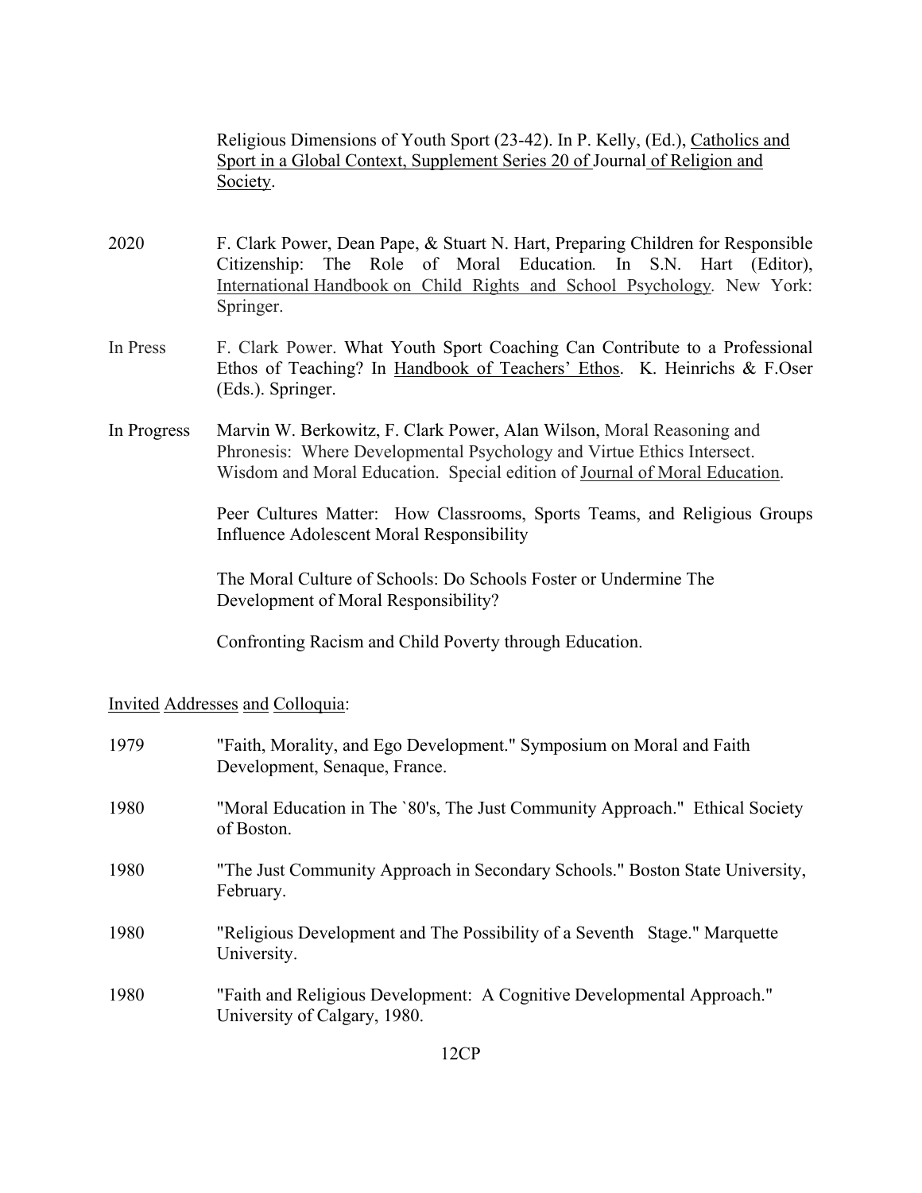Religious Dimensions of Youth Sport (23-42). In P. Kelly, (Ed.), Catholics and Sport in a Global Context, Supplement Series 20 of Journal of Religion and Society.

2020 F. Clark Power, Dean Pape, & Stuart N. Hart, Preparing Children for Responsible Citizenship: The Role of Moral Education. In S.N. Hart (Editor), International Handbook on Child Rights and School Psychology. New York: Springer.

In Press F. Clark Power. What Youth Sport Coaching Can Contribute to a Professional Ethos of Teaching? In Handbook of Teachers' Ethos. K. Heinrichs & F.Oser (Eds.). Springer.

In Progress Marvin W. Berkowitz, F. Clark Power, Alan Wilson, Moral Reasoning and Phronesis: Where Developmental Psychology and Virtue Ethics Intersect. Wisdom and Moral Education. Special edition of Journal of Moral Education.

Peer Cultures Matter: How Classrooms, Sports Teams, and Religious Groups Influence Adolescent Moral Responsibility

The Moral Culture of Schools: Do Schools Foster or Undermine The Development of Moral Responsibility?

Confronting Racism and Child Poverty through Education.

Invited Addresses and Colloquia:

1979 "Faith, Morality, and Ego Development." Symposium on Moral and Faith Development, Senaque, France.

1980 "Moral Education in The `80's, The Just Community Approach." Ethical Society of Boston.

1980 "The Just Community Approach in Secondary Schools." Boston State University, February.

1980 "Religious Development and The Possibility of a Seventh Stage." Marquette University.

1980 "Faith and Religious Development: A Cognitive Developmental Approach." University of Calgary, 1980.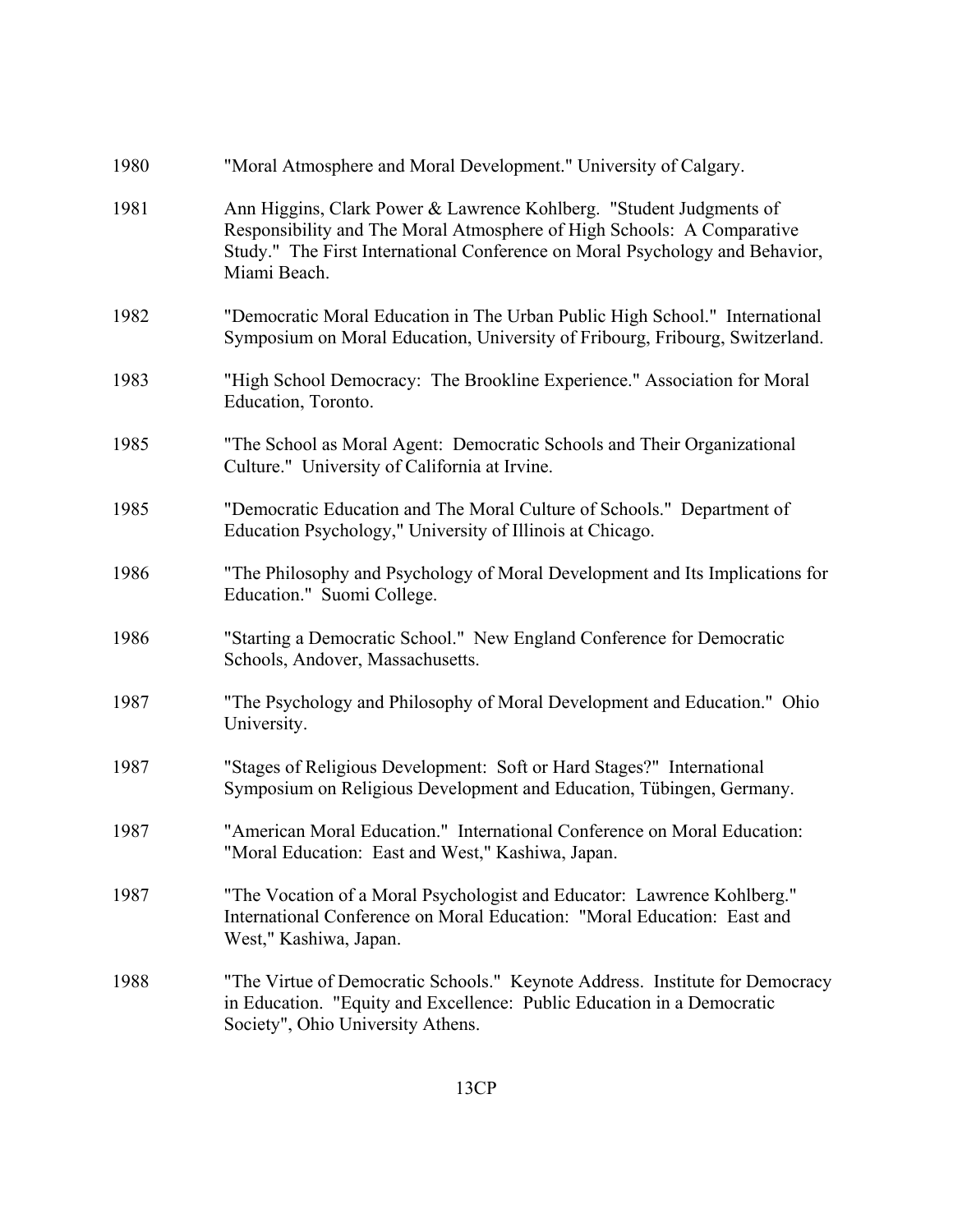1980 "Moral Atmosphere and Moral Development." University of Calgary.

1981 Ann Higgins, Clark Power & Lawrence Kohlberg. "Student Judgments of Responsibility and The Moral Atmosphere of High Schools: A Comparative Study." The First International Conference on Moral Psychology and Behavior, Miami Beach.

1982 "Democratic Moral Education in The Urban Public High School." International Symposium on Moral Education, University of Fribourg, Fribourg, Switzerland.

1983 "High School Democracy: The Brookline Experience." Association for Moral Education, Toronto.

1985 "The School as Moral Agent: Democratic Schools and Their Organizational Culture." University of California at Irvine.

1985 "Democratic Education and The Moral Culture of Schools." Department of Education Psychology," University of Illinois at Chicago.

1986 "The Philosophy and Psychology of Moral Development and Its Implications for Education." Suomi College.

1986 "Starting a Democratic School." New England Conference for Democratic Schools, Andover, Massachusetts.

1987 "The Psychology and Philosophy of Moral Development and Education." Ohio University.

1987 "Stages of Religious Development: Soft or Hard Stages?" International Symposium on Religious Development and Education, Tübingen, Germany.

1987 "American Moral Education." International Conference on Moral Education: "Moral Education: East and West," Kashiwa, Japan.

1987 "The Vocation of a Moral Psychologist and Educator: Lawrence Kohlberg." International Conference on Moral Education: "Moral Education: East and West," Kashiwa, Japan.

1988 "The Virtue of Democratic Schools." Keynote Address. Institute for Democracy in Education. "Equity and Excellence: Public Education in a Democratic Society", Ohio University Athens.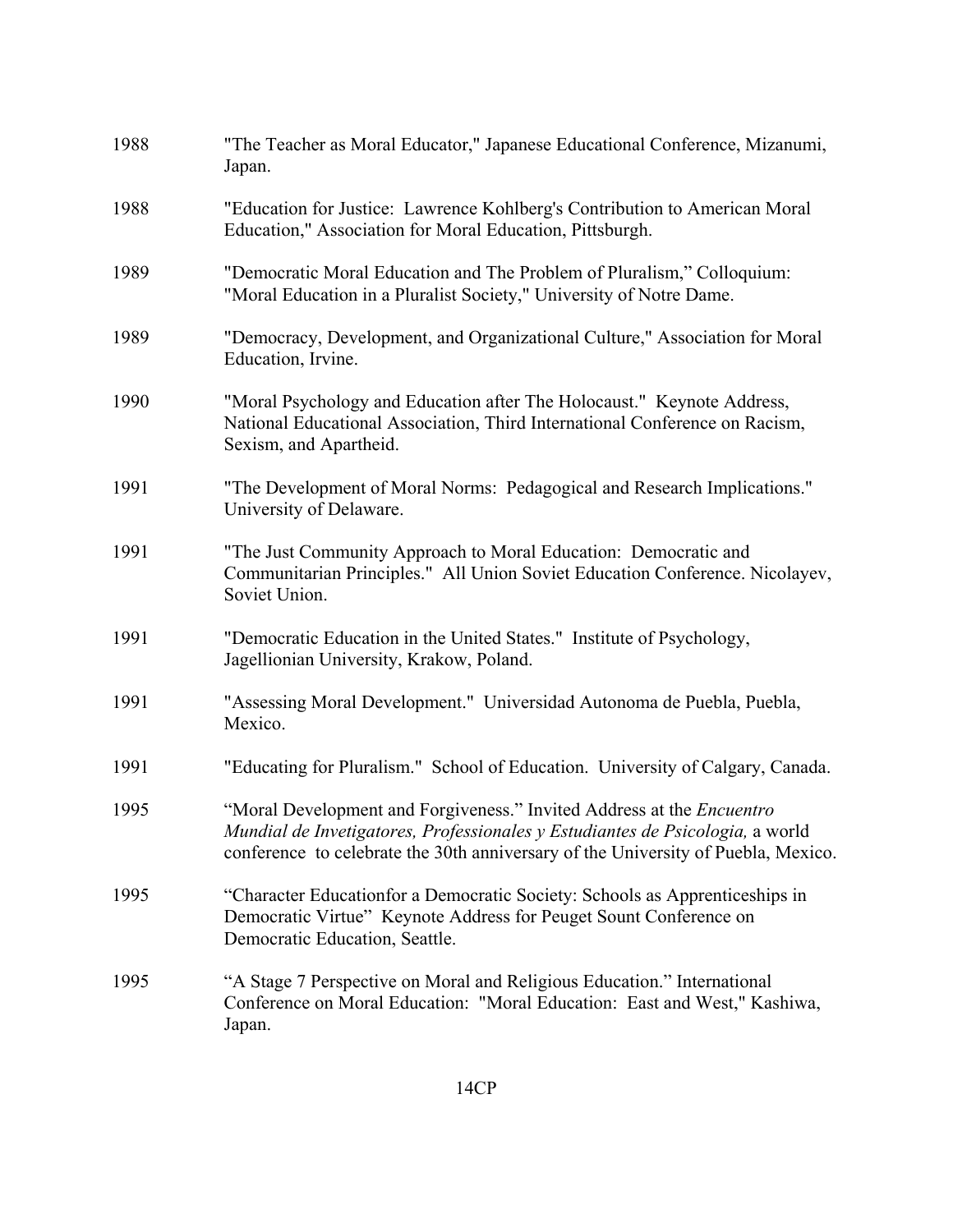1988 "The Teacher as Moral Educator," Japanese Educational Conference, Mizanumi, Japan.

1988 "Education for Justice: Lawrence Kohlberg's Contribution to American Moral Education," Association for Moral Education, Pittsburgh.

1989 "Democratic Moral Education and The Problem of Pluralism," Colloquium: "Moral Education in a Pluralist Society," University of Notre Dame.

1989 "Democracy, Development, and Organizational Culture," Association for Moral Education, Irvine.

1990 "Moral Psychology and Education after The Holocaust." Keynote Address, National Educational Association, Third International Conference on Racism, Sexism, and Apartheid.

1991 "The Development of Moral Norms: Pedagogical and Research Implications." University of Delaware.

1991 "The Just Community Approach to Moral Education: Democratic and Communitarian Principles." All Union Soviet Education Conference. Nicolayev, Soviet Union.

1991 "Democratic Education in the United States." Institute of Psychology, Jagellionian University, Krakow, Poland.

1991 "Assessing Moral Development." Universidad Autonoma de Puebla, Puebla, Mexico.

1991 "Educating for Pluralism." School of Education. University of Calgary, Canada.

1995 "Moral Development and Forgiveness." Invited Address at the *Encuentro Mundial de Invetigatores, Professionales y Estudiantes de Psicologia,* a world conference to celebrate the 30th anniversary of the University of Puebla, Mexico.

1995 "Character Educationfor a Democratic Society: Schools as Apprenticeships in Democratic Virtue" Keynote Address for Peuget Sount Conference on Democratic Education, Seattle.

1995 "A Stage 7 Perspective on Moral and Religious Education." International Conference on Moral Education: "Moral Education: East and West," Kashiwa, Japan.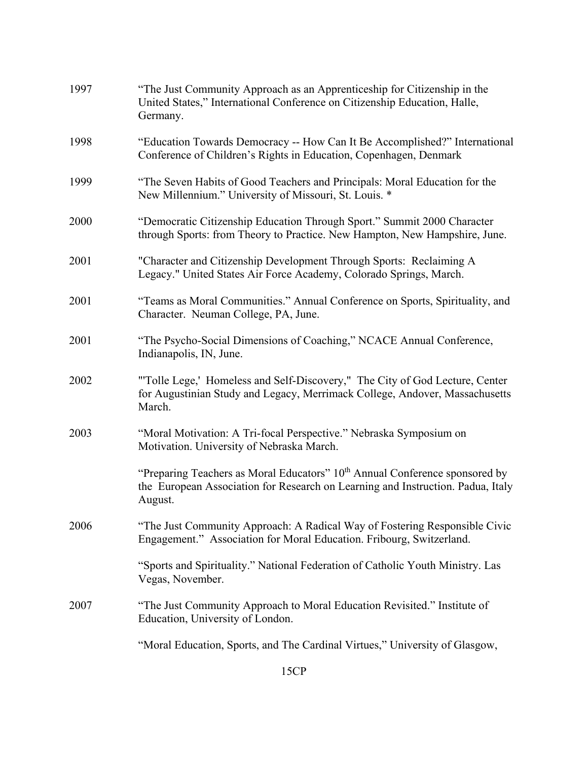1997 "The Just Community Approach as an Apprenticeship for Citizenship in the United States," International Conference on Citizenship Education, Halle, Germany.

1998 "Education Towards Democracy -- How Can It Be Accomplished?" International Conference of Children's Rights in Education, Copenhagen, Denmark

1999 "The Seven Habits of Good Teachers and Principals: Moral Education for the New Millennium." University of Missouri, St. Louis. *

2000 "Democratic Citizenship Education Through Sport." Summit 2000 Character through Sports: from Theory to Practice. New Hampton, New Hampshire, June.

2001 "Character and Citizenship Development Through Sports: Reclaiming A Legacy." United States Air Force Academy, Colorado Springs, March.

2001 "Teams as Moral Communities." Annual Conference on Sports, Spirituality, and Character. Neuman College, PA, June.

2001 "The Psycho-Social Dimensions of Coaching," NCACE Annual Conference, Indianapolis, IN, June.

2002 "'Tolle Lege,' Homeless and Self-Discovery," The City of God Lecture, Center for Augustinian Study and Legacy, Merrimack College, Andover, Massachusetts March.

2003 "Moral Motivation: A Tri-focal Perspective." Nebraska Symposium on Motivation. University of Nebraska March.

"Preparing Teachers as Moral Educators" 10th Annual Conference sponsored by the European Association for Research on Learning and Instruction. Padua, Italy August.

2006 "The Just Community Approach: A Radical Way of Fostering Responsible Civic Engagement." Association for Moral Education. Fribourg, Switzerland.

"Sports and Spirituality." National Federation of Catholic Youth Ministry. Las Vegas, November.

2007 "The Just Community Approach to Moral Education Revisited." Institute of Education, University of London.

"Moral Education, Sports, and The Cardinal Virtues," University of Glasgow,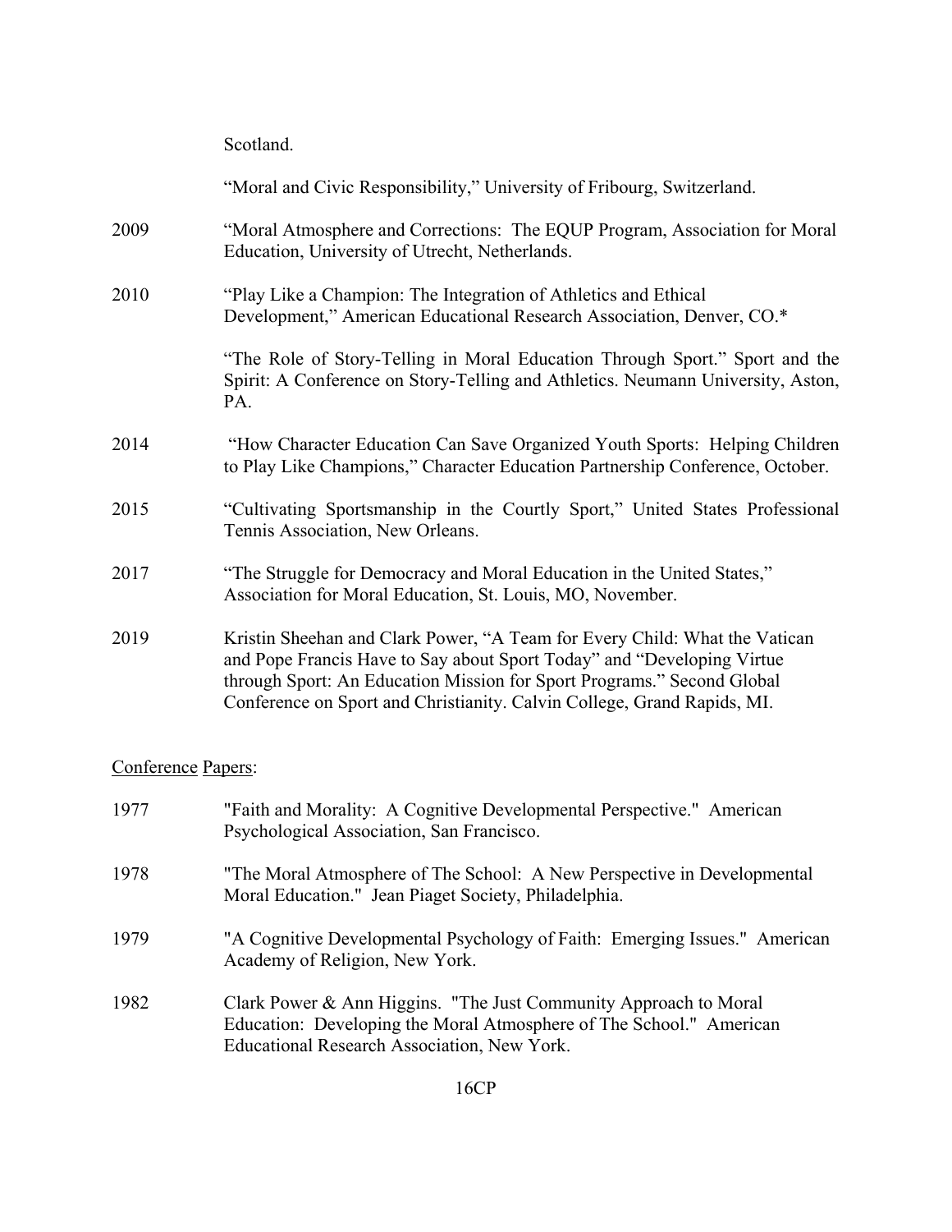Scotland.

"Moral and Civic Responsibility," University of Fribourg, Switzerland.

2009 "Moral Atmosphere and Corrections: The EQUP Program, Association for Moral Education, University of Utrecht, Netherlands.

2010 "Play Like a Champion: The Integration of Athletics and Ethical Development," American Educational Research Association, Denver, CO.*

"The Role of Story-Telling in Moral Education Through Sport." Sport and the Spirit: A Conference on Story-Telling and Athletics. Neumann University, Aston, PA.

2014 "How Character Education Can Save Organized Youth Sports: Helping Children to Play Like Champions," Character Education Partnership Conference, October.

2015 "Cultivating Sportsmanship in the Courtly Sport," United States Professional Tennis Association, New Orleans.

2017 "The Struggle for Democracy and Moral Education in the United States," Association for Moral Education, St. Louis, MO, November.

2019 Kristin Sheehan and Clark Power, "A Team for Every Child: What the Vatican and Pope Francis Have to Say about Sport Today" and "Developing Virtue through Sport: An Education Mission for Sport Programs." Second Global Conference on Sport and Christianity. Calvin College, Grand Rapids, MI.

Conference Papers:

1977 "Faith and Morality: A Cognitive Developmental Perspective." American Psychological Association, San Francisco.

1978 "The Moral Atmosphere of The School: A New Perspective in Developmental Moral Education." Jean Piaget Society, Philadelphia.

1979 "A Cognitive Developmental Psychology of Faith: Emerging Issues." American Academy of Religion, New York.

1982 Clark Power & Ann Higgins. "The Just Community Approach to Moral Education: Developing the Moral Atmosphere of The School." American Educational Research Association, New York.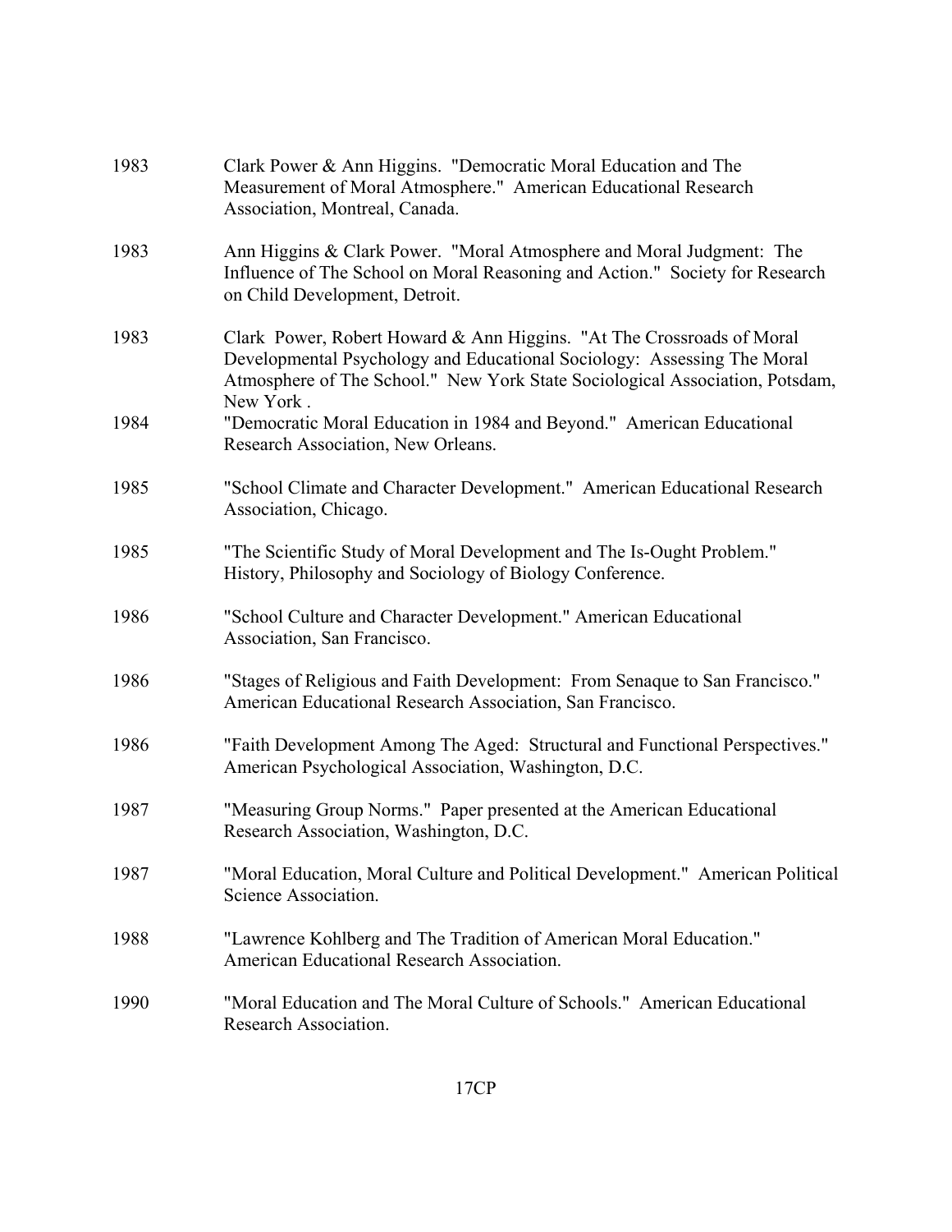1983 Clark Power & Ann Higgins. "Democratic Moral Education and The Measurement of Moral Atmosphere." American Educational Research Association, Montreal, Canada.

1983 Ann Higgins & Clark Power. "Moral Atmosphere and Moral Judgment: The Influence of The School on Moral Reasoning and Action." Society for Research on Child Development, Detroit.

1983 Clark Power, Robert Howard & Ann Higgins. "At The Crossroads of Moral Developmental Psychology and Educational Sociology: Assessing The Moral Atmosphere of The School." New York State Sociological Association, Potsdam, New York .

1984 "Democratic Moral Education in 1984 and Beyond." American Educational Research Association, New Orleans.

1985 "School Climate and Character Development." American Educational Research Association, Chicago.

1985 "The Scientific Study of Moral Development and The Is-Ought Problem." History, Philosophy and Sociology of Biology Conference.

1986 "School Culture and Character Development." American Educational Association, San Francisco.

1986 "Stages of Religious and Faith Development: From Senaque to San Francisco." American Educational Research Association, San Francisco.

1986 "Faith Development Among The Aged: Structural and Functional Perspectives." American Psychological Association, Washington, D.C.

1987 "Measuring Group Norms." Paper presented at the American Educational Research Association, Washington, D.C.

1987 "Moral Education, Moral Culture and Political Development." American Political Science Association.

1988 "Lawrence Kohlberg and The Tradition of American Moral Education." American Educational Research Association.

1990 "Moral Education and The Moral Culture of Schools." American Educational Research Association.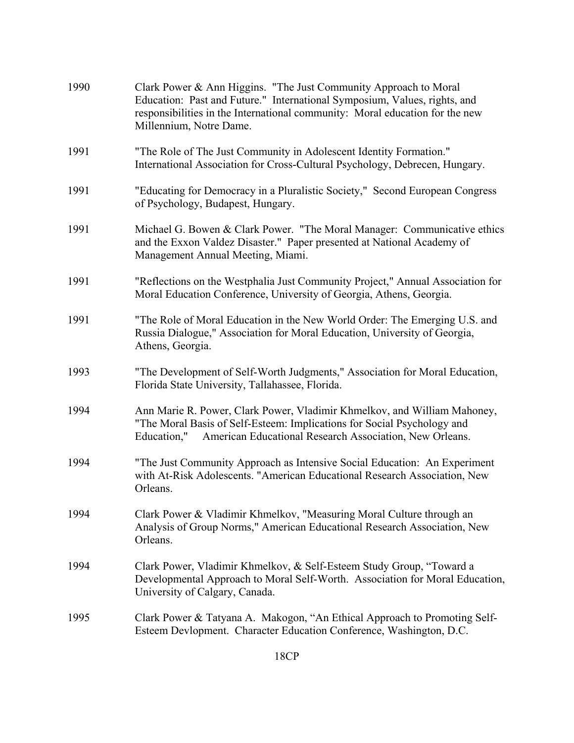1990 Clark Power & Ann Higgins. "The Just Community Approach to Moral Education: Past and Future." International Symposium, Values, rights, and responsibilities in the International community: Moral education for the new Millennium, Notre Dame.

1991 "The Role of The Just Community in Adolescent Identity Formation." International Association for Cross-Cultural Psychology, Debrecen, Hungary.

1991 "Educating for Democracy in a Pluralistic Society," Second European Congress of Psychology, Budapest, Hungary.

1991 Michael G. Bowen & Clark Power. "The Moral Manager: Communicative ethics and the Exxon Valdez Disaster." Paper presented at National Academy of Management Annual Meeting, Miami.

1991 "Reflections on the Westphalia Just Community Project," Annual Association for Moral Education Conference, University of Georgia, Athens, Georgia.

1991 "The Role of Moral Education in the New World Order: The Emerging U.S. and Russia Dialogue," Association for Moral Education, University of Georgia, Athens, Georgia.

1993 "The Development of Self-Worth Judgments," Association for Moral Education, Florida State University, Tallahassee, Florida.

1994 Ann Marie R. Power, Clark Power, Vladimir Khmelkov, and William Mahoney, "The Moral Basis of Self-Esteem: Implications for Social Psychology and Education," American Educational Research Association, New Orleans.

1994 "The Just Community Approach as Intensive Social Education: An Experiment with At-Risk Adolescents. "American Educational Research Association, New Orleans.

1994 Clark Power & Vladimir Khmelkov, "Measuring Moral Culture through an Analysis of Group Norms," American Educational Research Association, New Orleans.

1994 Clark Power, Vladimir Khmelkov, & Self-Esteem Study Group, "Toward a Developmental Approach to Moral Self-Worth. Association for Moral Education, University of Calgary, Canada.

1995 Clark Power & Tatyana A. Makogon, "An Ethical Approach to Promoting Self-Esteem Devlopment. Character Education Conference, Washington, D.C.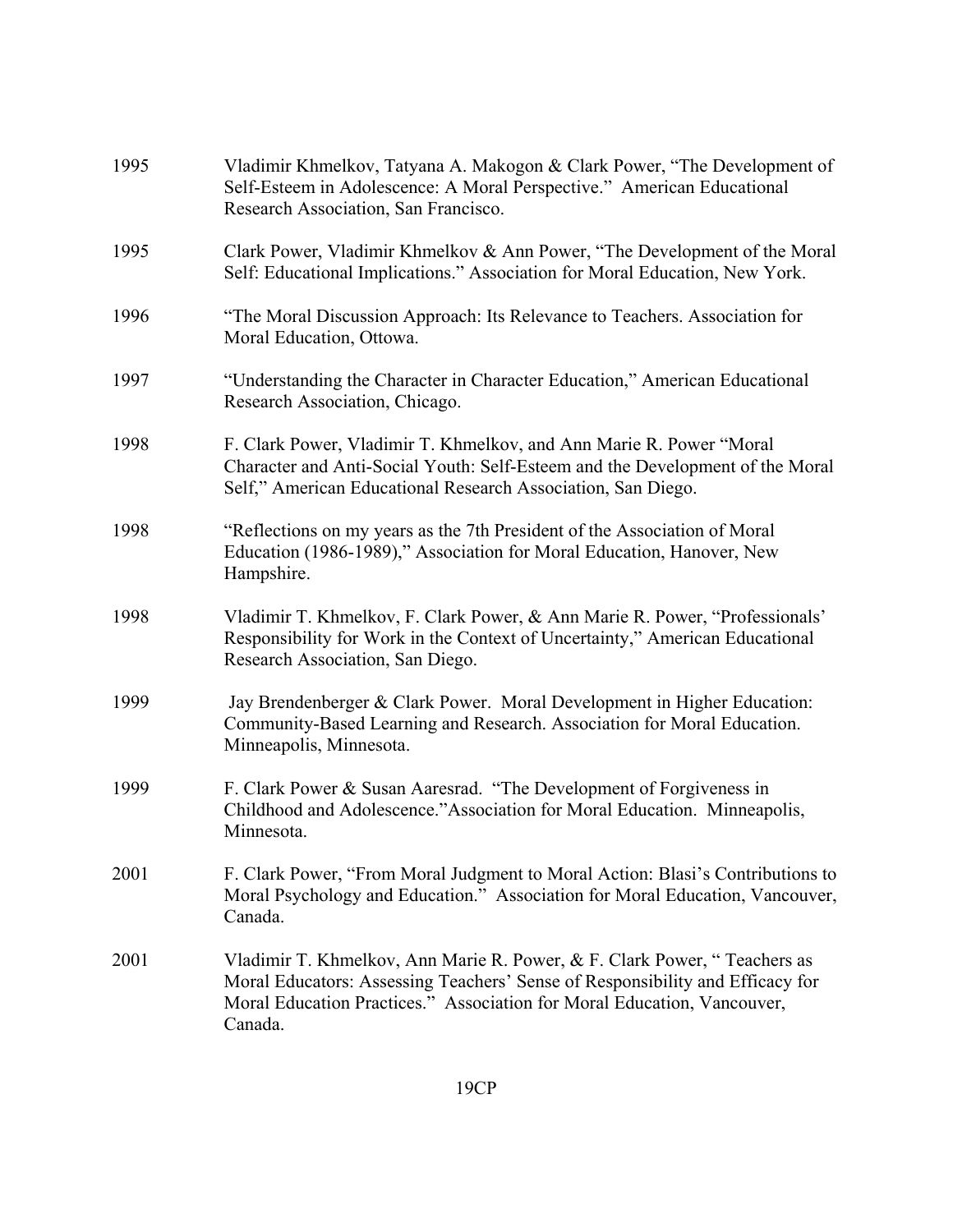1995 Vladimir Khmelkov, Tatyana A. Makogon & Clark Power, "The Development of Self-Esteem in Adolescence: A Moral Perspective." American Educational Research Association, San Francisco.

1995 Clark Power, Vladimir Khmelkov & Ann Power, "The Development of the Moral Self: Educational Implications." Association for Moral Education, New York.

1996 "The Moral Discussion Approach: Its Relevance to Teachers. Association for Moral Education, Ottowa.

1997 "Understanding the Character in Character Education," American Educational Research Association, Chicago.

1998 F. Clark Power, Vladimir T. Khmelkov, and Ann Marie R. Power "Moral Character and Anti-Social Youth: Self-Esteem and the Development of the Moral Self," American Educational Research Association, San Diego.

1998 "Reflections on my years as the 7th President of the Association of Moral Education (1986-1989)," Association for Moral Education, Hanover, New Hampshire.

1998 Vladimir T. Khmelkov, F. Clark Power, & Ann Marie R. Power, "Professionals' Responsibility for Work in the Context of Uncertainty," American Educational Research Association, San Diego.

1999 Jay Brendenberger & Clark Power. Moral Development in Higher Education: Community-Based Learning and Research. Association for Moral Education. Minneapolis, Minnesota.

1999 F. Clark Power & Susan Aaresrad. "The Development of Forgiveness in Childhood and Adolescence."Association for Moral Education. Minneapolis, Minnesota.

2001 F. Clark Power, "From Moral Judgment to Moral Action: Blasi's Contributions to Moral Psychology and Education." Association for Moral Education, Vancouver, Canada.

2001 Vladimir T. Khmelkov, Ann Marie R. Power, & F. Clark Power, " Teachers as Moral Educators: Assessing Teachers' Sense of Responsibility and Efficacy for Moral Education Practices." Association for Moral Education, Vancouver, Canada.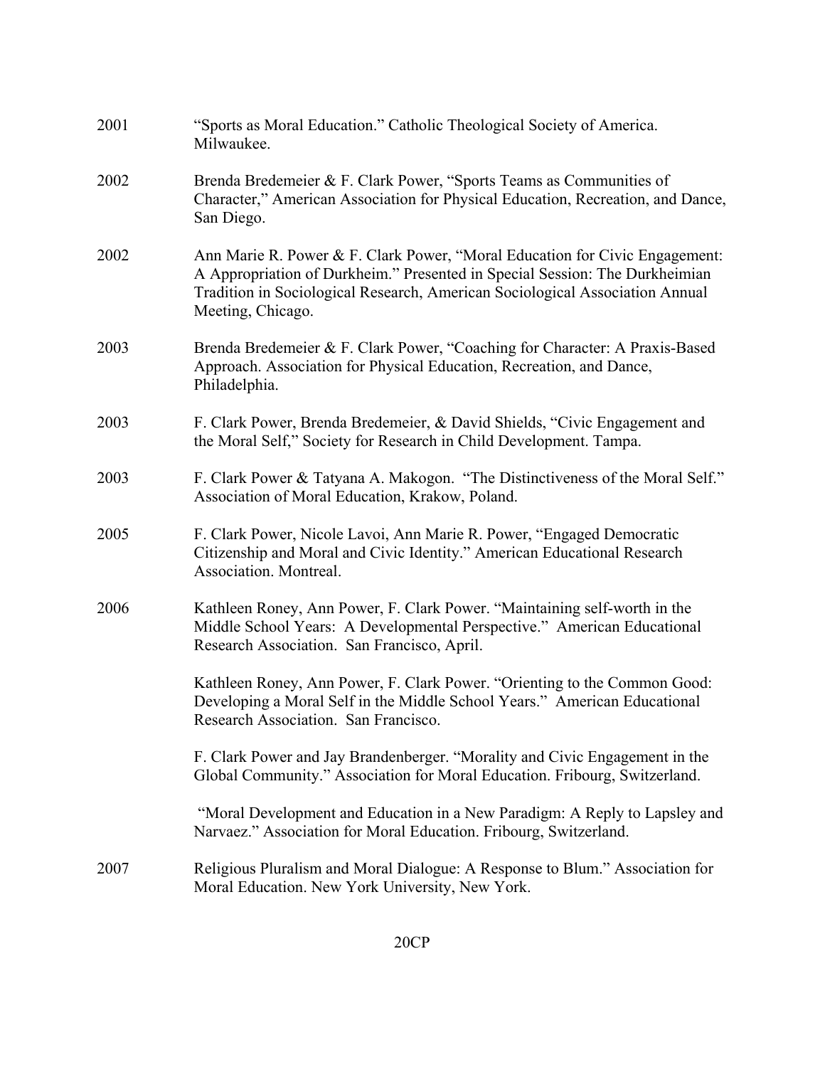2001 “Sports as Moral Education.” Catholic Theological Society of America. Milwaukee.

2002 Brenda Bredemeier & F. Clark Power, “Sports Teams as Communities of Character,” American Association for Physical Education, Recreation, and Dance, San Diego.

2002 Ann Marie R. Power & F. Clark Power, “Moral Education for Civic Engagement: A Appropriation of Durkheim.” Presented in Special Session: The Durkheimian Tradition in Sociological Research, American Sociological Association Annual Meeting, Chicago.

2003 Brenda Bredemeier & F. Clark Power, “Coaching for Character: A Praxis-Based Approach. Association for Physical Education, Recreation, and Dance, Philadelphia.

2003 F. Clark Power, Brenda Bredemeier, & David Shields, “Civic Engagement and the Moral Self,” Society for Research in Child Development. Tampa.

2003 F. Clark Power & Tatyana A. Makogon. “The Distinctiveness of the Moral Self.” Association of Moral Education, Krakow, Poland.

2005 F. Clark Power, Nicole Lavoi, Ann Marie R. Power, “Engaged Democratic Citizenship and Moral and Civic Identity.” American Educational Research Association. Montreal.

2006 Kathleen Roney, Ann Power, F. Clark Power. “Maintaining self-worth in the Middle School Years: A Developmental Perspective.” American Educational Research Association. San Francisco, April.

Kathleen Roney, Ann Power, F. Clark Power. “Orienting to the Common Good: Developing a Moral Self in the Middle School Years.” American Educational Research Association. San Francisco.

F. Clark Power and Jay Brandenberger. “Morality and Civic Engagement in the Global Community.” Association for Moral Education. Fribourg, Switzerland.

“Moral Development and Education in a New Paradigm: A Reply to Lapsley and Narvaez.” Association for Moral Education. Fribourg, Switzerland.

2007 Religious Pluralism and Moral Dialogue: A Response to Blum.” Association for Moral Education. New York University, New York.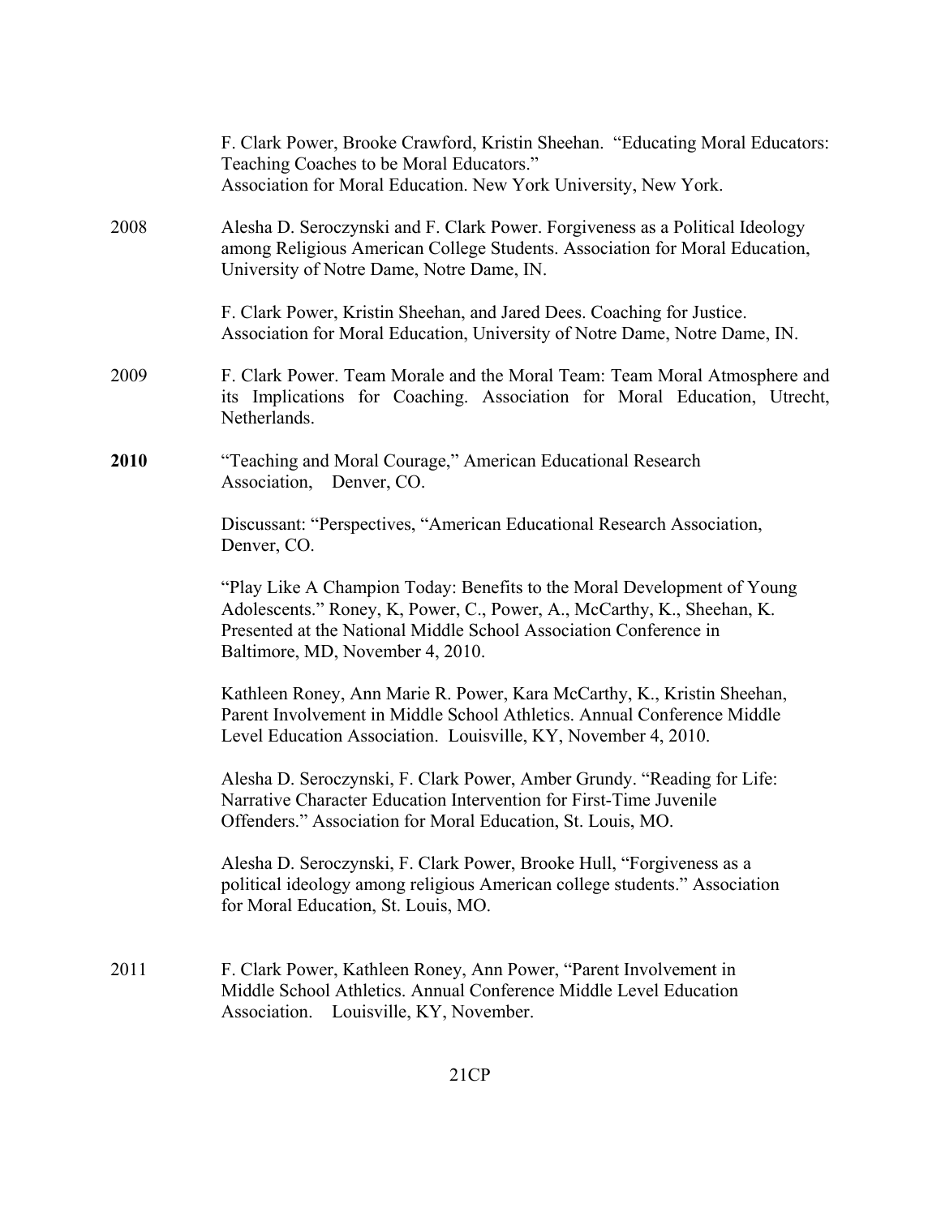F. Clark Power, Brooke Crawford, Kristin Sheehan. "Educating Moral Educators: Teaching Coaches to be Moral Educators." Association for Moral Education. New York University, New York.

2008 Alesha D. Seroczynski and F. Clark Power. Forgiveness as a Political Ideology among Religious American College Students. Association for Moral Education, University of Notre Dame, Notre Dame, IN.

F. Clark Power, Kristin Sheehan, and Jared Dees. Coaching for Justice. Association for Moral Education, University of Notre Dame, Notre Dame, IN.

2009 F. Clark Power. Team Morale and the Moral Team: Team Moral Atmosphere and its Implications for Coaching. Association for Moral Education, Utrecht, Netherlands.

**2010** "Teaching and Moral Courage," American Educational Research Association, Denver, CO.

Discussant: "Perspectives, "American Educational Research Association, Denver, CO.

"Play Like A Champion Today: Benefits to the Moral Development of Young Adolescents." Roney, K, Power, C., Power, A., McCarthy, K., Sheehan, K. Presented at the National Middle School Association Conference in Baltimore, MD, November 4, 2010.

Kathleen Roney, Ann Marie R. Power, Kara McCarthy, K., Kristin Sheehan, Parent Involvement in Middle School Athletics. Annual Conference Middle Level Education Association. Louisville, KY, November 4, 2010.

Alesha D. Seroczynski, F. Clark Power, Amber Grundy. "Reading for Life: Narrative Character Education Intervention for First-Time Juvenile Offenders." Association for Moral Education, St. Louis, MO.

Alesha D. Seroczynski, F. Clark Power, Brooke Hull, "Forgiveness as a political ideology among religious American college students." Association for Moral Education, St. Louis, MO.

2011 F. Clark Power, Kathleen Roney, Ann Power, "Parent Involvement in Middle School Athletics. Annual Conference Middle Level Education Association. Louisville, KY, November.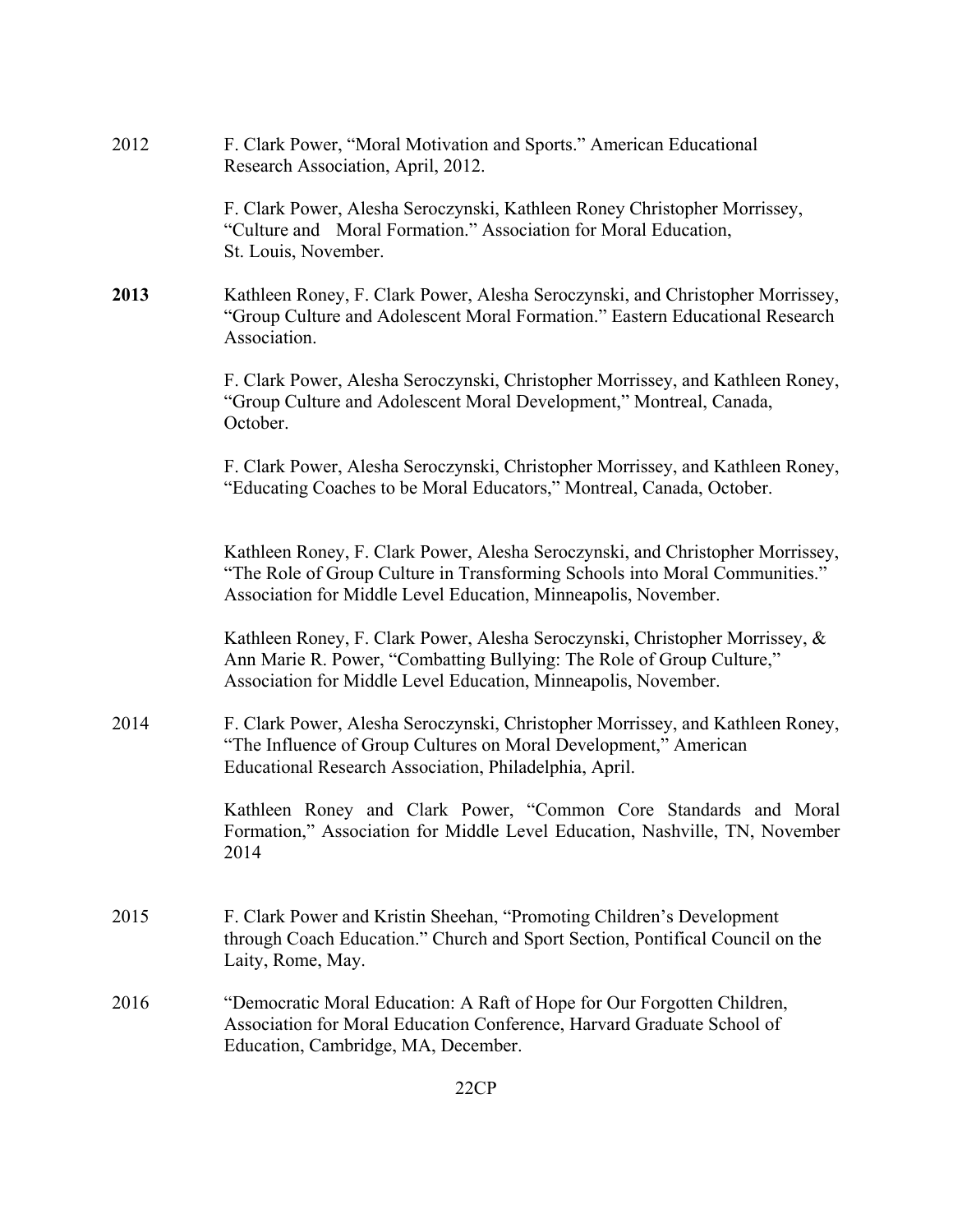2012 F. Clark Power, "Moral Motivation and Sports." American Educational Research Association, April, 2012.

F. Clark Power, Alesha Seroczynski, Kathleen Roney Christopher Morrissey, "Culture and Moral Formation." Association for Moral Education, St. Louis, November.

**2013** Kathleen Roney, F. Clark Power, Alesha Seroczynski, and Christopher Morrissey, "Group Culture and Adolescent Moral Formation." Eastern Educational Research Association.

F. Clark Power, Alesha Seroczynski, Christopher Morrissey, and Kathleen Roney, "Group Culture and Adolescent Moral Development," Montreal, Canada, October.

F. Clark Power, Alesha Seroczynski, Christopher Morrissey, and Kathleen Roney, "Educating Coaches to be Moral Educators," Montreal, Canada, October.

Kathleen Roney, F. Clark Power, Alesha Seroczynski, and Christopher Morrissey, "The Role of Group Culture in Transforming Schools into Moral Communities." Association for Middle Level Education, Minneapolis, November.

Kathleen Roney, F. Clark Power, Alesha Seroczynski, Christopher Morrissey, & Ann Marie R. Power, "Combatting Bullying: The Role of Group Culture," Association for Middle Level Education, Minneapolis, November.

2014 F. Clark Power, Alesha Seroczynski, Christopher Morrissey, and Kathleen Roney, "The Influence of Group Cultures on Moral Development," American Educational Research Association, Philadelphia, April.

Kathleen Roney and Clark Power, "Common Core Standards and Moral Formation," Association for Middle Level Education, Nashville, TN, November 2014

2015 F. Clark Power and Kristin Sheehan, "Promoting Children's Development through Coach Education." Church and Sport Section, Pontifical Council on the Laity, Rome, May.

2016 "Democratic Moral Education: A Raft of Hope for Our Forgotten Children, Association for Moral Education Conference, Harvard Graduate School of Education, Cambridge, MA, December.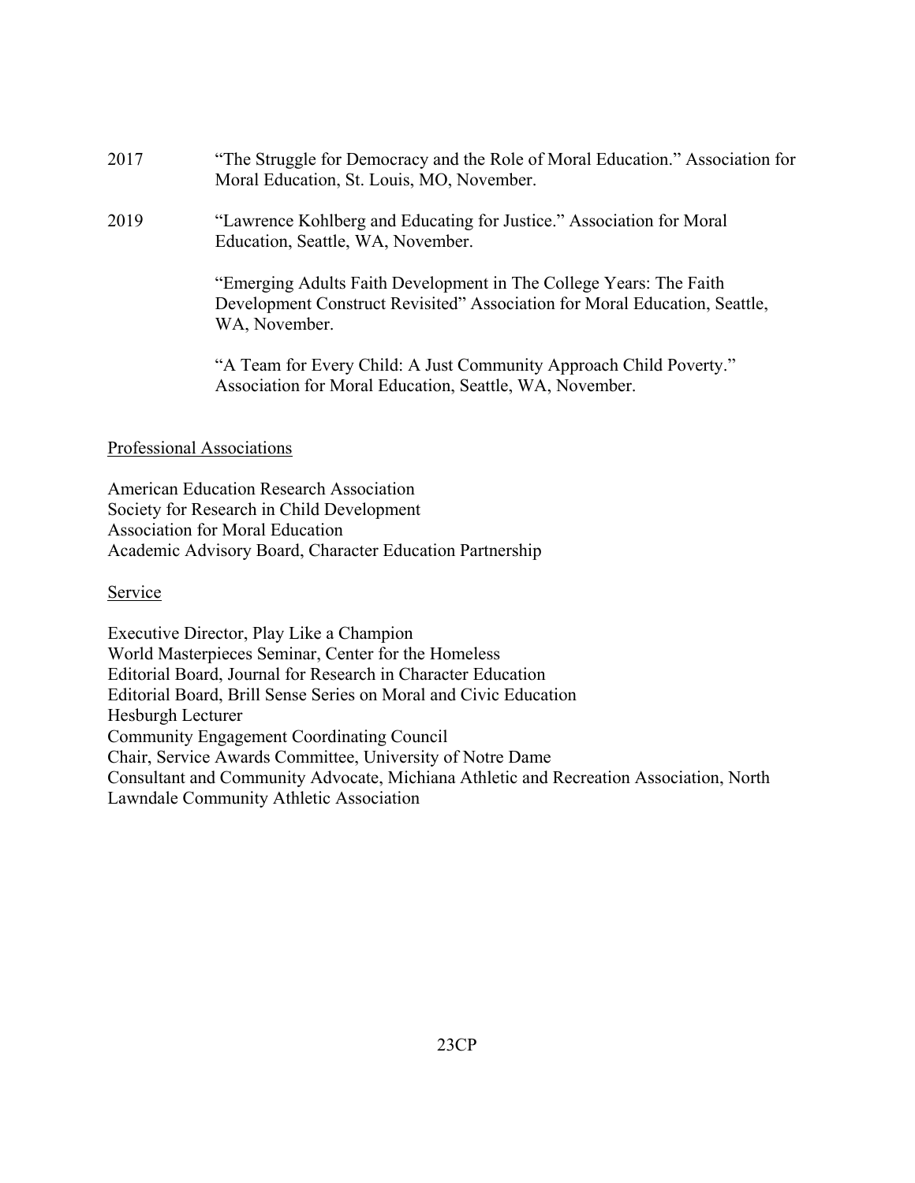2017 "The Struggle for Democracy and the Role of Moral Education." Association for Moral Education, St. Louis, MO, November.

2019 "Lawrence Kohlberg and Educating for Justice." Association for Moral Education, Seattle, WA, November.

"Emerging Adults Faith Development in The College Years: The Faith Development Construct Revisited" Association for Moral Education, Seattle, WA, November.

"A Team for Every Child: A Just Community Approach Child Poverty." Association for Moral Education, Seattle, WA, November.

## Professional Associations

American Education Research Association
Society for Research in Child Development
Association for Moral Education
Academic Advisory Board, Character Education Partnership

## Service

Executive Director, Play Like a Champion
World Masterpieces Seminar, Center for the Homeless
Editorial Board, Journal for Research in Character Education
Editorial Board, Brill Sense Series on Moral and Civic Education
Hesburgh Lecturer
Community Engagement Coordinating Council
Chair, Service Awards Committee, University of Notre Dame
Consultant and Community Advocate, Michiana Athletic and Recreation Association, North Lawndale Community Athletic Association